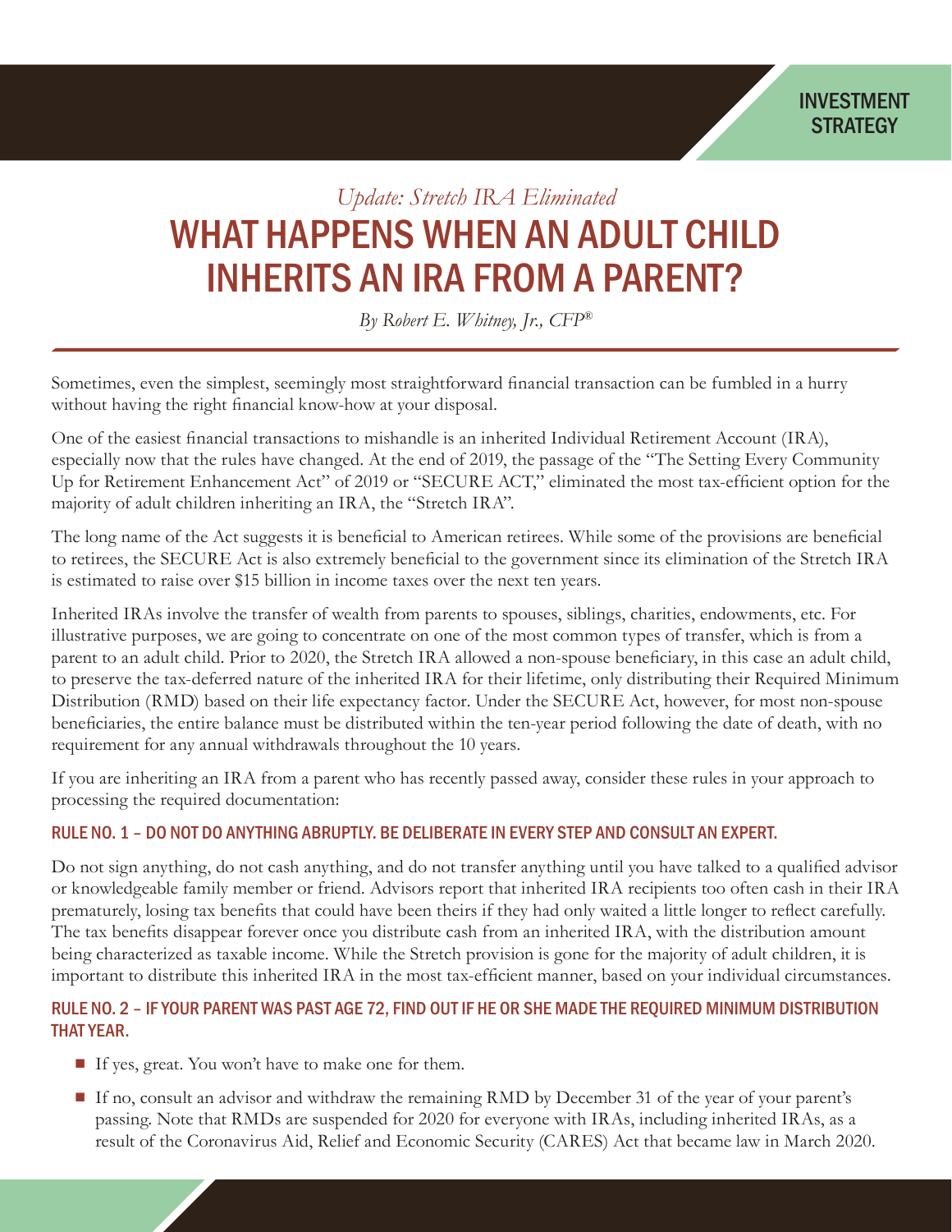INVESTMENT STRATEGY

*Update: Stretch IRA Eliminated*

# WHAT HAPPENS WHEN AN ADULT CHILD INHERITS AN IRA FROM A PARENT?

*By Robert E. Whitney, Jr., CFP®*

Sometimes, even the simplest, seemingly most straightforward financial transaction can be fumbled in a hurry without having the right financial know-how at your disposal.

One of the easiest financial transactions to mishandle is an inherited Individual Retirement Account (IRA), especially now that the rules have changed. At the end of 2019, the passage of the "The Setting Every Community Up for Retirement Enhancement Act" of 2019 or "SECURE ACT," eliminated the most tax-efficient option for the majority of adult children inheriting an IRA, the "Stretch IRA".

The long name of the Act suggests it is beneficial to American retirees. While some of the provisions are beneficial to retirees, the SECURE Act is also extremely beneficial to the government since its elimination of the Stretch IRA is estimated to raise over $15 billion in income taxes over the next ten years.

Inherited IRAs involve the transfer of wealth from parents to spouses, siblings, charities, endowments, etc. For illustrative purposes, we are going to concentrate on one of the most common types of transfer, which is from a parent to an adult child. Prior to 2020, the Stretch IRA allowed a non-spouse beneficiary, in this case an adult child, to preserve the tax-deferred nature of the inherited IRA for their lifetime, only distributing their Required Minimum Distribution (RMD) based on their life expectancy factor. Under the SECURE Act, however, for most non-spouse beneficiaries, the entire balance must be distributed within the ten-year period following the date of death, with no requirement for any annual withdrawals throughout the 10 years.

If you are inheriting an IRA from a parent who has recently passed away, consider these rules in your approach to processing the required documentation:

### RULE NO. 1 – DO NOT DO ANYTHING ABRUPTLY. BE DELIBERATE IN EVERY STEP AND CONSULT AN EXPERT.

Do not sign anything, do not cash anything, and do not transfer anything until you have talked to a qualified advisor or knowledgeable family member or friend. Advisors report that inherited IRA recipients too often cash in their IRA prematurely, losing tax benefits that could have been theirs if they had only waited a little longer to reflect carefully. The tax benefits disappear forever once you distribute cash from an inherited IRA, with the distribution amount being characterized as taxable income. While the Stretch provision is gone for the majority of adult children, it is important to distribute this inherited IRA in the most tax-efficient manner, based on your individual circumstances.

### RULE NO. 2 – IF YOUR PARENT WAS PAST AGE 72, FIND OUT IF HE OR SHE MADE THE REQUIRED MINIMUM DISTRIBUTION THAT YEAR.

- If yes, great. You won't have to make one for them.
- If no, consult an advisor and withdraw the remaining RMD by December 31 of the year of your parent's passing. Note that RMDs are suspended for 2020 for everyone with IRAs, including inherited IRAs, as a result of the Coronavirus Aid, Relief and Economic Security (CARES) Act that became law in March 2020.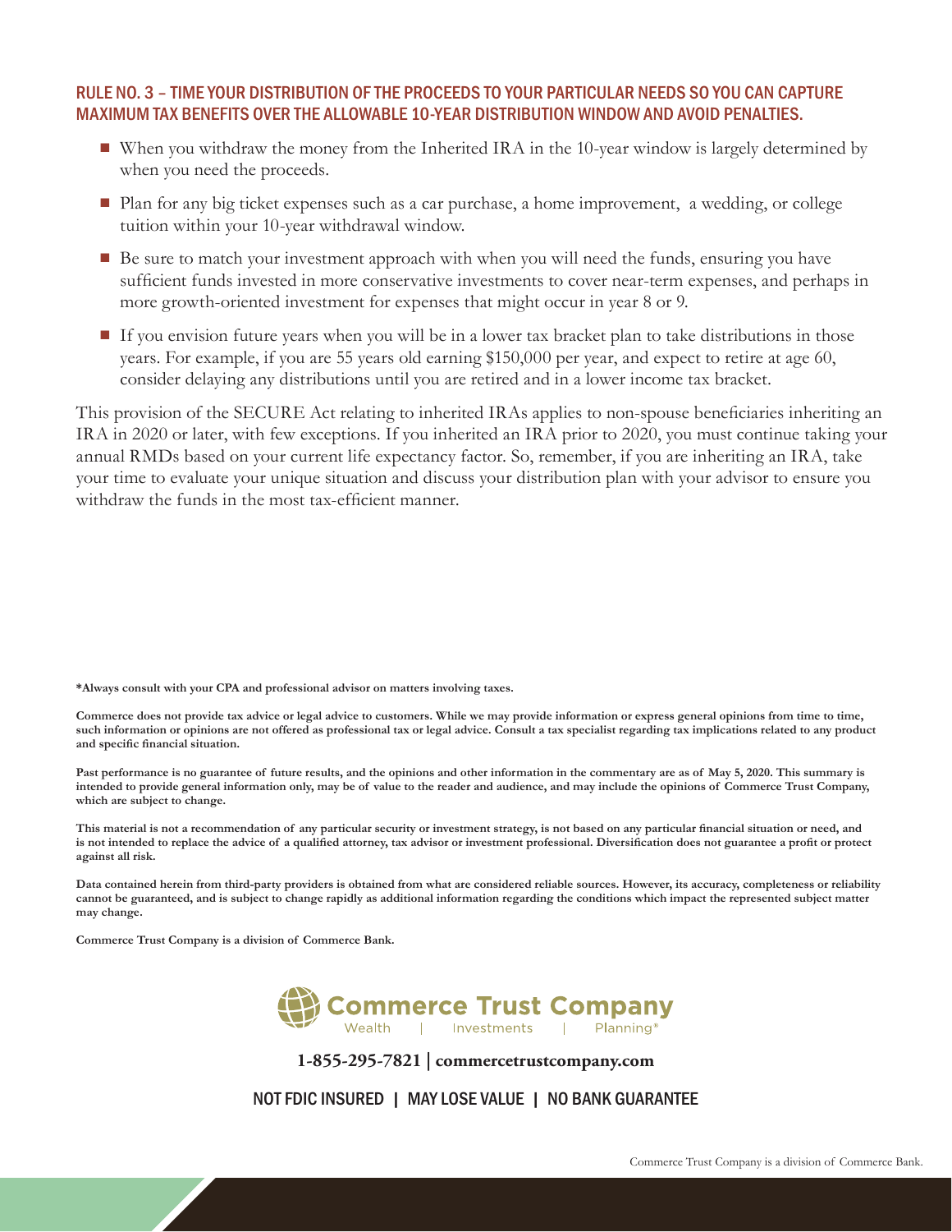## RULE NO. 3 – TIME YOUR DISTRIBUTION OF THE PROCEEDS TO YOUR PARTICULAR NEEDS SO YOU CAN CAPTURE MAXIMUM TAX BENEFITS OVER THE ALLOWABLE 10-YEAR DISTRIBUTION WINDOW AND AVOID PENALTIES.

- When you withdraw the money from the Inherited IRA in the 10-year window is largely determined by when you need the proceeds.
- Plan for any big ticket expenses such as a car purchase, a home improvement, a wedding, or college tuition within your 10-year withdrawal window.
- Be sure to match your investment approach with when you will need the funds, ensuring you have sufficient funds invested in more conservative investments to cover near-term expenses, and perhaps in more growth-oriented investment for expenses that might occur in year 8 or 9.
- If you envision future years when you will be in a lower tax bracket plan to take distributions in those years. For example, if you are 55 years old earning $150,000 per year, and expect to retire at age 60, consider delaying any distributions until you are retired and in a lower income tax bracket.

This provision of the SECURE Act relating to inherited IRAs applies to non-spouse beneficiaries inheriting an IRA in 2020 or later, with few exceptions. If you inherited an IRA prior to 2020, you must continue taking your annual RMDs based on your current life expectancy factor. So, remember, if you are inheriting an IRA, take your time to evaluate your unique situation and discuss your distribution plan with your advisor to ensure you withdraw the funds in the most tax-efficient manner.

**\*Always consult with your CPA and professional advisor on matters involving taxes.**

**Commerce does not provide tax advice or legal advice to customers. While we may provide information or express general opinions from time to time, such information or opinions are not offered as professional tax or legal advice. Consult a tax specialist regarding tax implications related to any product and specific financial situation.**

**Past performance is no guarantee of future results, and the opinions and other information in the commentary are as of May 5, 2020. This summary is intended to provide general information only, may be of value to the reader and audience, and may include the opinions of Commerce Trust Company, which are subject to change.**

**This material is not a recommendation of any particular security or investment strategy, is not based on any particular financial situation or need, and is not intended to replace the advice of a qualified attorney, tax advisor or investment professional. Diversification does not guarantee a profit or protect against all risk.**

**Data contained herein from third-party providers is obtained from what are considered reliable sources. However, its accuracy, completeness or reliability cannot be guaranteed, and is subject to change rapidly as additional information regarding the conditions which impact the represented subject matter may change.**

**Commerce Trust Company is a division of Commerce Bank.**

Commerce Trust Company
Wealth | Investments | Planning®

**1-855-295-7821 | commercetrustcompany.com**

NOT FDIC INSURED | MAY LOSE VALUE | NO BANK GUARANTEE

Commerce Trust Company is a division of Commerce Bank.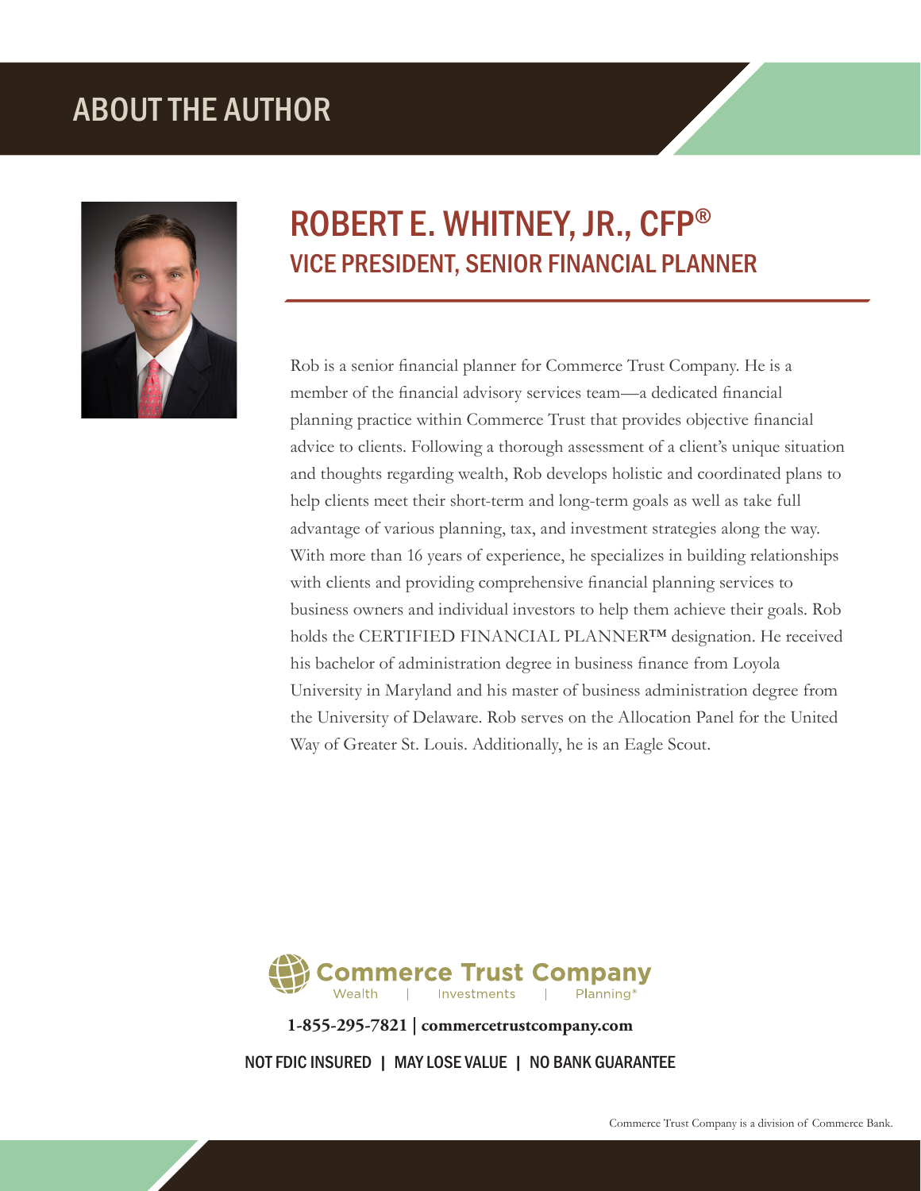# ABOUT THE AUTHOR

## ROBERT E. WHITNEY, JR., CFP®

### VICE PRESIDENT, SENIOR FINANCIAL PLANNER

Rob is a senior financial planner for Commerce Trust Company. He is a member of the financial advisory services team—a dedicated financial planning practice within Commerce Trust that provides objective financial advice to clients. Following a thorough assessment of a client's unique situation and thoughts regarding wealth, Rob develops holistic and coordinated plans to help clients meet their short-term and long-term goals as well as take full advantage of various planning, tax, and investment strategies along the way. With more than 16 years of experience, he specializes in building relationships with clients and providing comprehensive financial planning services to business owners and individual investors to help them achieve their goals. Rob holds the CERTIFIED FINANCIAL PLANNER™ designation. He received his bachelor of administration degree in business finance from Loyola University in Maryland and his master of business administration degree from the University of Delaware. Rob serves on the Allocation Panel for the United Way of Greater St. Louis. Additionally, he is an Eagle Scout.

Commerce Trust Company
Wealth | Investments | Planning®

**1-855-295-7821 | commercetrustcompany.com**

NOT FDIC INSURED | MAY LOSE VALUE | NO BANK GUARANTEE

Commerce Trust Company is a division of Commerce Bank.